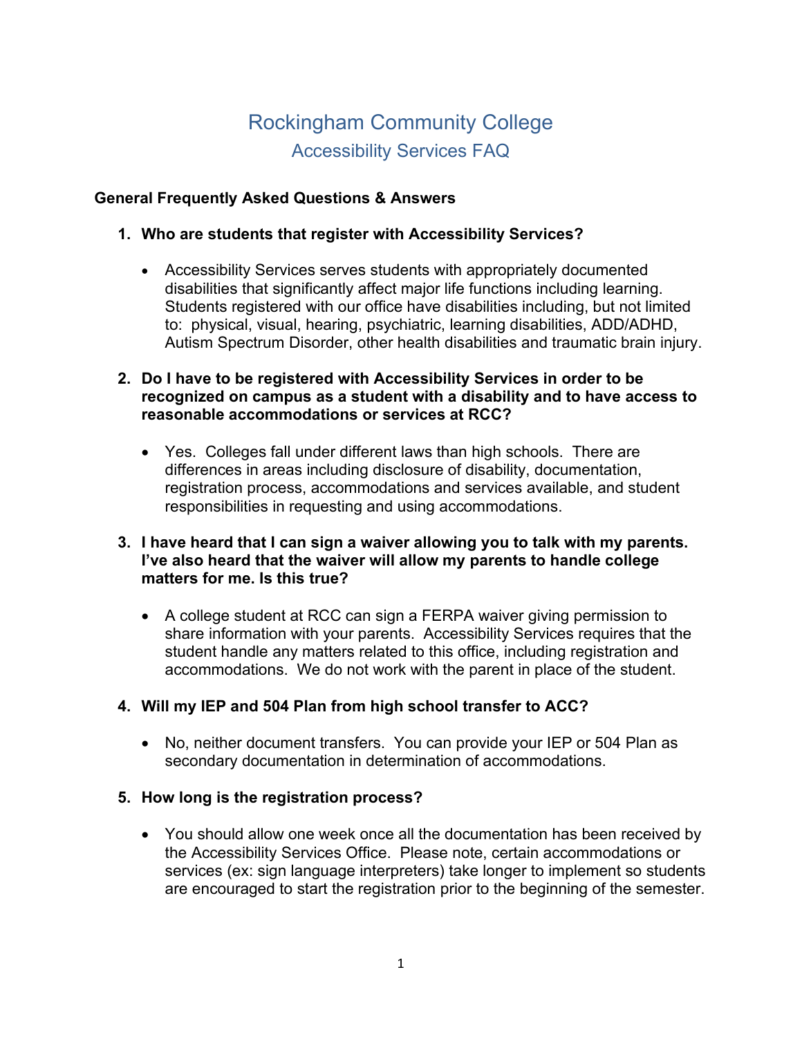# Rockingham Community College

## Accessibility Services FAQ

**General Frequently Asked Questions & Answers**

1. **Who are students that register with Accessibility Services?**

   - Accessibility Services serves students with appropriately documented disabilities that significantly affect major life functions including learning. Students registered with our office have disabilities including, but not limited to: physical, visual, hearing, psychiatric, learning disabilities, ADD/ADHD, Autism Spectrum Disorder, other health disabilities and traumatic brain injury.

2. **Do I have to be registered with Accessibility Services in order to be recognized on campus as a student with a disability and to have access to reasonable accommodations or services at RCC?**

   - Yes. Colleges fall under different laws than high schools. There are differences in areas including disclosure of disability, documentation, registration process, accommodations and services available, and student responsibilities in requesting and using accommodations.

3. **I have heard that I can sign a waiver allowing you to talk with my parents. I've also heard that the waiver will allow my parents to handle college matters for me. Is this true?**

   - A college student at RCC can sign a FERPA waiver giving permission to share information with your parents. Accessibility Services requires that the student handle any matters related to this office, including registration and accommodations. We do not work with the parent in place of the student.

4. **Will my IEP and 504 Plan from high school transfer to ACC?**

   - No, neither document transfers. You can provide your IEP or 504 Plan as secondary documentation in determination of accommodations.

5. **How long is the registration process?**

   - You should allow one week once all the documentation has been received by the Accessibility Services Office. Please note, certain accommodations or services (ex: sign language interpreters) take longer to implement so students are encouraged to start the registration prior to the beginning of the semester.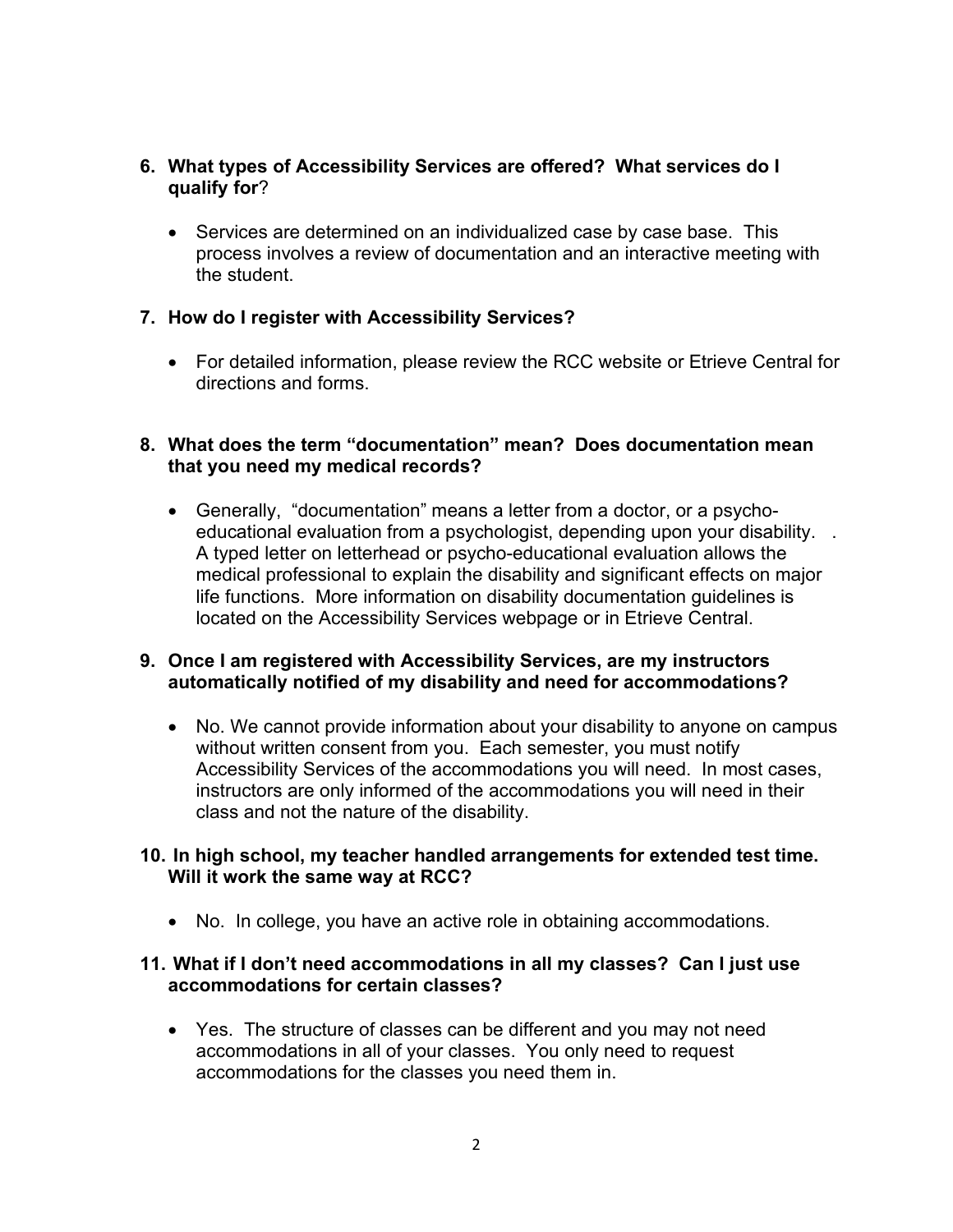6. **What types of Accessibility Services are offered? What services do I qualify for**?

   - Services are determined on an individualized case by case base. This process involves a review of documentation and an interactive meeting with the student.

7. **How do I register with Accessibility Services?**

   - For detailed information, please review the RCC website or Etrieve Central for directions and forms.

8. **What does the term "documentation" mean? Does documentation mean that you need my medical records?**

   - Generally, "documentation" means a letter from a doctor, or a psycho-educational evaluation from a psychologist, depending upon your disability. . A typed letter on letterhead or psycho-educational evaluation allows the medical professional to explain the disability and significant effects on major life functions. More information on disability documentation guidelines is located on the Accessibility Services webpage or in Etrieve Central.

9. **Once I am registered with Accessibility Services, are my instructors automatically notified of my disability and need for accommodations?**

   - No. We cannot provide information about your disability to anyone on campus without written consent from you. Each semester, you must notify Accessibility Services of the accommodations you will need. In most cases, instructors are only informed of the accommodations you will need in their class and not the nature of the disability.

10. **In high school, my teacher handled arrangements for extended test time. Will it work the same way at RCC?**

    - No. In college, you have an active role in obtaining accommodations.

11. **What if I don't need accommodations in all my classes? Can I just use accommodations for certain classes?**

    - Yes. The structure of classes can be different and you may not need accommodations in all of your classes. You only need to request accommodations for the classes you need them in.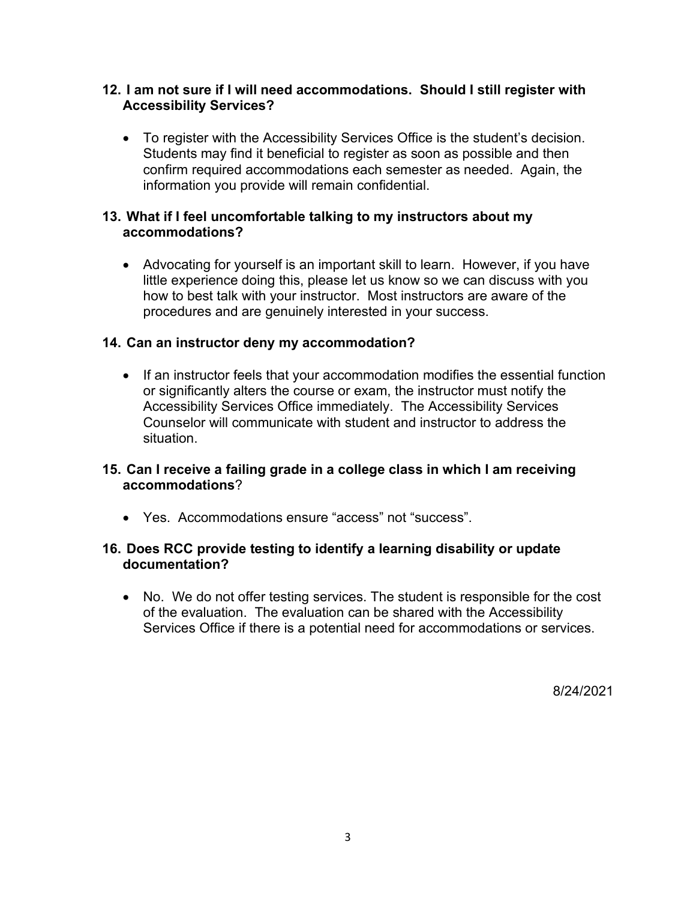**12. I am not sure if I will need accommodations. Should I still register with Accessibility Services?**

- To register with the Accessibility Services Office is the student's decision. Students may find it beneficial to register as soon as possible and then confirm required accommodations each semester as needed. Again, the information you provide will remain confidential.

**13. What if I feel uncomfortable talking to my instructors about my accommodations?**

- Advocating for yourself is an important skill to learn. However, if you have little experience doing this, please let us know so we can discuss with you how to best talk with your instructor. Most instructors are aware of the procedures and are genuinely interested in your success.

**14. Can an instructor deny my accommodation?**

- If an instructor feels that your accommodation modifies the essential function or significantly alters the course or exam, the instructor must notify the Accessibility Services Office immediately. The Accessibility Services Counselor will communicate with student and instructor to address the situation.

**15. Can I receive a failing grade in a college class in which I am receiving accommodations**?

- Yes. Accommodations ensure "access" not "success".

**16. Does RCC provide testing to identify a learning disability or update documentation?**

- No. We do not offer testing services. The student is responsible for the cost of the evaluation. The evaluation can be shared with the Accessibility Services Office if there is a potential need for accommodations or services.

8/24/2021